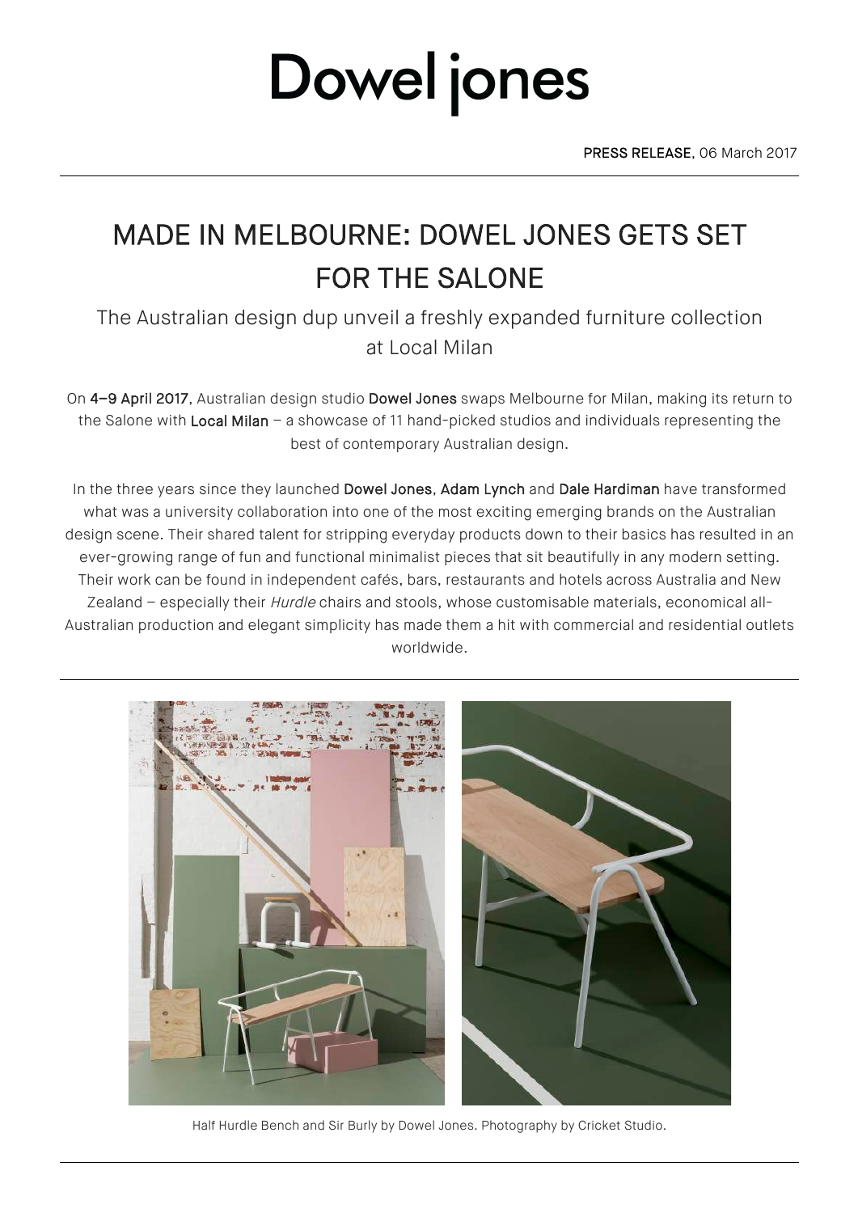# Dowel jones

**PRESS RELEASE**, 06 March 2017

## MADE IN MELBOURNE: DOWEL JONES GETS SET FOR THE SALONE

The Australian design dup unveil a freshly expanded furniture collection at Local Milan

On **4–9 April 2017**, Australian design studio **Dowel Jones** swaps Melbourne for Milan, making its return to the Salone with **Local Milan** – a showcase of 11 hand-picked studios and individuals representing the best of contemporary Australian design.

In the three years since they launched **Dowel Jones**, **Adam Lynch** and **Dale Hardiman** have transformed what was a university collaboration into one of the most exciting emerging brands on the Australian design scene. Their shared talent for stripping everyday products down to their basics has resulted in an ever-growing range of fun and functional minimalist pieces that sit beautifully in any modern setting. Their work can be found in independent cafés, bars, restaurants and hotels across Australia and New Zealand – especially their *Hurdle* chairs and stools, whose customisable materials, economical all-Australian production and elegant simplicity has made them a hit with commercial and residential outlets worldwide.

Half Hurdle Bench and Sir Burly by Dowel Jones. Photography by Cricket Studio.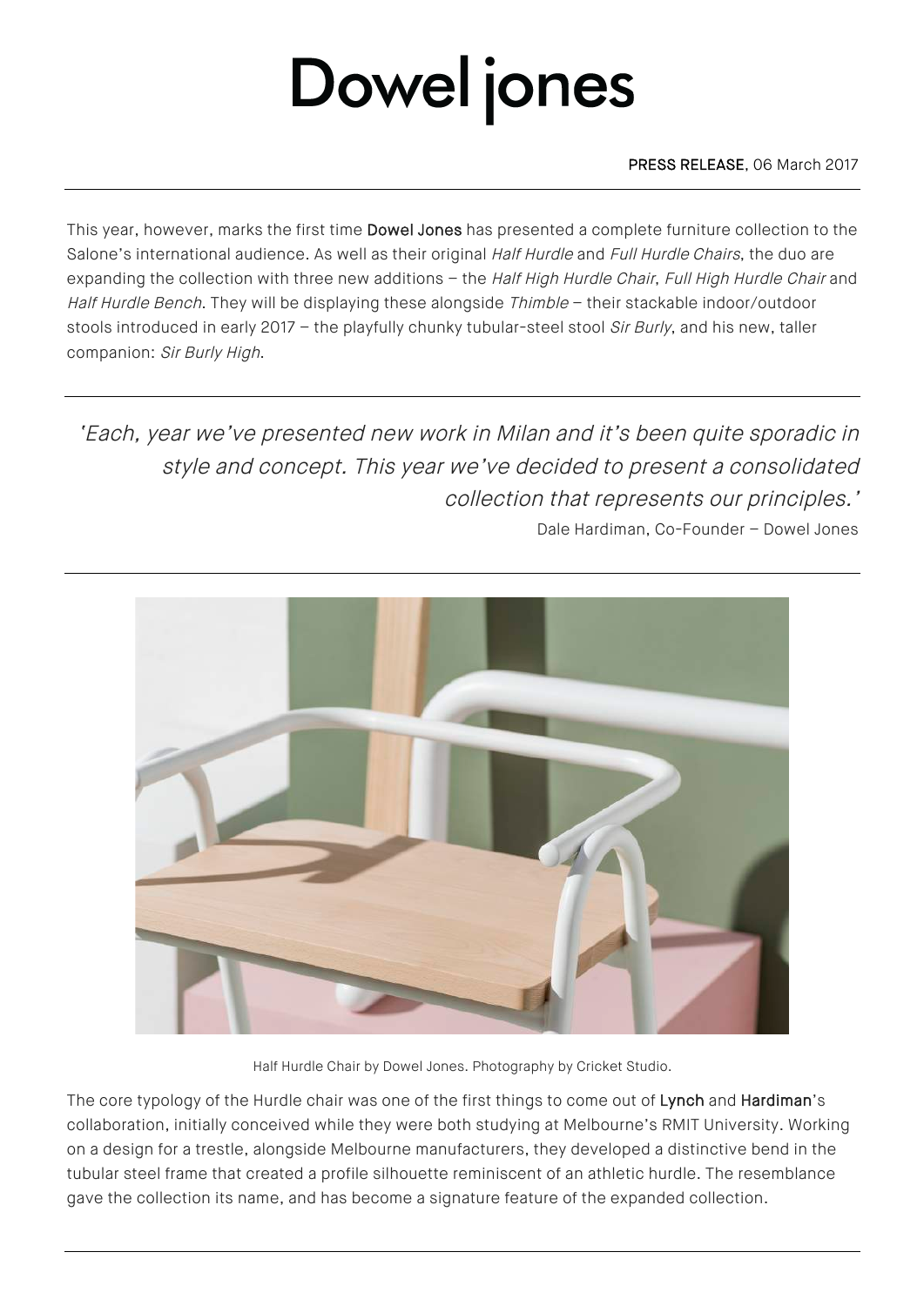# Dowel jones

PRESS RELEASE, 06 March 2017

This year, however, marks the first time **Dowel Jones** has presented a complete furniture collection to the Salone's international audience. As well as their original *Half Hurdle* and *Full Hurdle Chairs*, the duo are expanding the collection with three new additions – the *Half High Hurdle Chair*, *Full High Hurdle Chair* and *Half Hurdle Bench*. They will be displaying these alongside *Thimble* – their stackable indoor/outdoor stools introduced in early 2017 – the playfully chunky tubular-steel stool *Sir Burly*, and his new, taller companion: *Sir Burly High*.

> *'Each, year we've presented new work in Milan and it's been quite sporadic in style and concept. This year we've decided to present a consolidated collection that represents our principles.'*
>
> Dale Hardiman, Co-Founder – Dowel Jones

Half Hurdle Chair by Dowel Jones. Photography by Cricket Studio.

The core typology of the Hurdle chair was one of the first things to come out of **Lynch** and **Hardiman**'s collaboration, initially conceived while they were both studying at Melbourne's RMIT University. Working on a design for a trestle, alongside Melbourne manufacturers, they developed a distinctive bend in the tubular steel frame that created a profile silhouette reminiscent of an athletic hurdle. The resemblance gave the collection its name, and has become a signature feature of the expanded collection.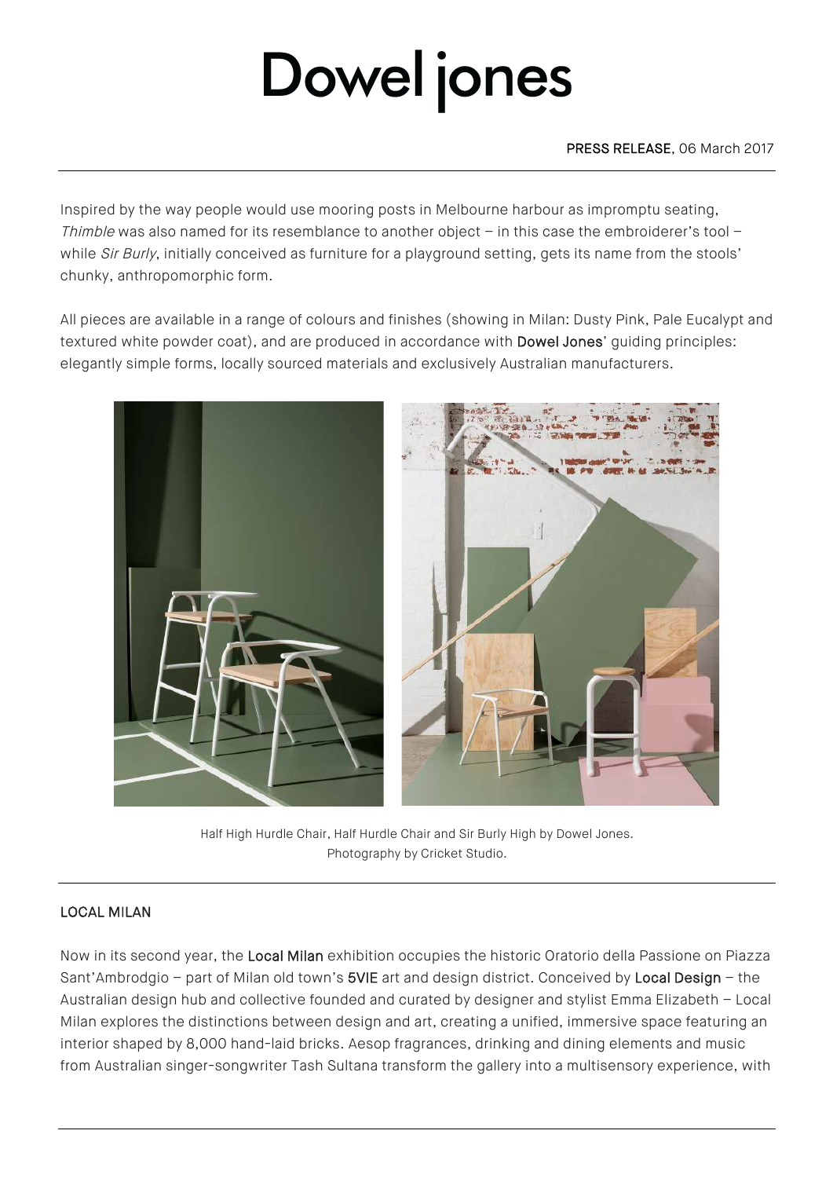# Dowel jones

PRESS RELEASE, 06 March 2017

Inspired by the way people would use mooring posts in Melbourne harbour as impromptu seating, *Thimble* was also named for its resemblance to another object – in this case the embroiderer's tool – while *Sir Burly*, initially conceived as furniture for a playground setting, gets its name from the stools' chunky, anthropomorphic form.

All pieces are available in a range of colours and finishes (showing in Milan: Dusty Pink, Pale Eucalypt and textured white powder coat), and are produced in accordance with Dowel Jones' guiding principles: elegantly simple forms, locally sourced materials and exclusively Australian manufacturers.

Half High Hurdle Chair, Half Hurdle Chair and Sir Burly High by Dowel Jones.
Photography by Cricket Studio.

## LOCAL MILAN

Now in its second year, the Local Milan exhibition occupies the historic Oratorio della Passione on Piazza Sant'Ambrodgio – part of Milan old town's 5VIE art and design district. Conceived by Local Design – the Australian design hub and collective founded and curated by designer and stylist Emma Elizabeth – Local Milan explores the distinctions between design and art, creating a unified, immersive space featuring an interior shaped by 8,000 hand-laid bricks. Aesop fragrances, drinking and dining elements and music from Australian singer-songwriter Tash Sultana transform the gallery into a multisensory experience, with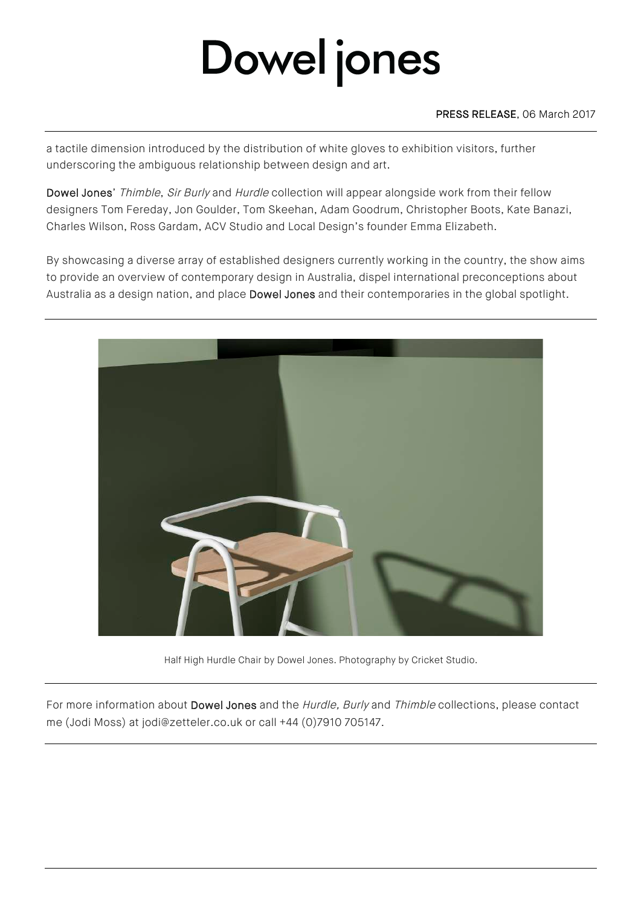a tactile dimension introduced by the distribution of white gloves to exhibition visitors, further underscoring the ambiguous relationship between design and art.

**Dowel Jones**' *Thimble*, *Sir Burly* and *Hurdle* collection will appear alongside work from their fellow designers Tom Fereday, Jon Goulder, Tom Skeehan, Adam Goodrum, Christopher Boots, Kate Banazi, Charles Wilson, Ross Gardam, ACV Studio and Local Design's founder Emma Elizabeth.

By showcasing a diverse array of established designers currently working in the country, the show aims to provide an overview of contemporary design in Australia, dispel international preconceptions about Australia as a design nation, and place **Dowel Jones** and their contemporaries in the global spotlight.

Half High Hurdle Chair by Dowel Jones. Photography by Cricket Studio.

For more information about **Dowel Jones** and the *Hurdle, Burly* and *Thimble* collections, please contact me (Jodi Moss) at jodi@zetteler.co.uk or call +44 (0)7910 705147.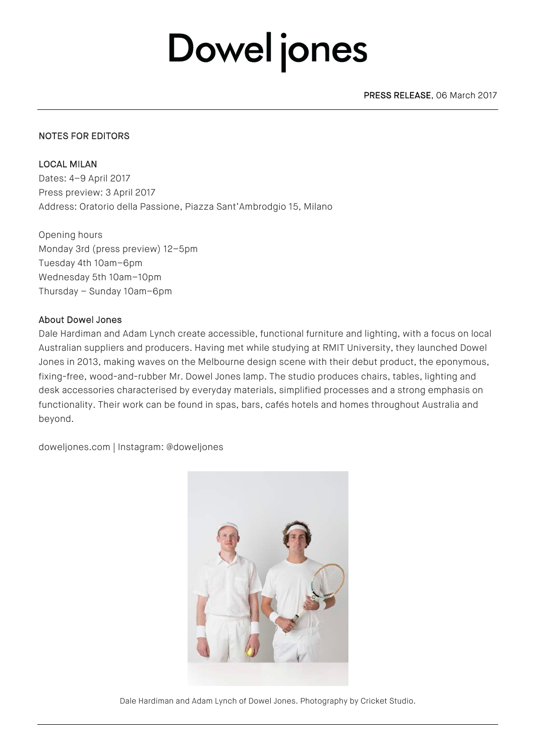# Dowel jones

PRESS RELEASE, 06 March 2017

NOTES FOR EDITORS

LOCAL MILAN
Dates: 4–9 April 2017
Press preview: 3 April 2017
Address: Oratorio della Passione, Piazza Sant'Ambrodgio 15, Milano

Opening hours
Monday 3rd (press preview) 12–5pm
Tuesday 4th 10am–6pm
Wednesday 5th 10am–10pm
Thursday – Sunday 10am–6pm

About Dowel Jones
Dale Hardiman and Adam Lynch create accessible, functional furniture and lighting, with a focus on local Australian suppliers and producers. Having met while studying at RMIT University, they launched Dowel Jones in 2013, making waves on the Melbourne design scene with their debut product, the eponymous, fixing-free, wood-and-rubber Mr. Dowel Jones lamp. The studio produces chairs, tables, lighting and desk accessories characterised by everyday materials, simplified processes and a strong emphasis on functionality. Their work can be found in spas, bars, cafés hotels and homes throughout Australia and beyond.

doweljones.com | Instagram: @doweljones

Dale Hardiman and Adam Lynch of Dowel Jones. Photography by Cricket Studio.